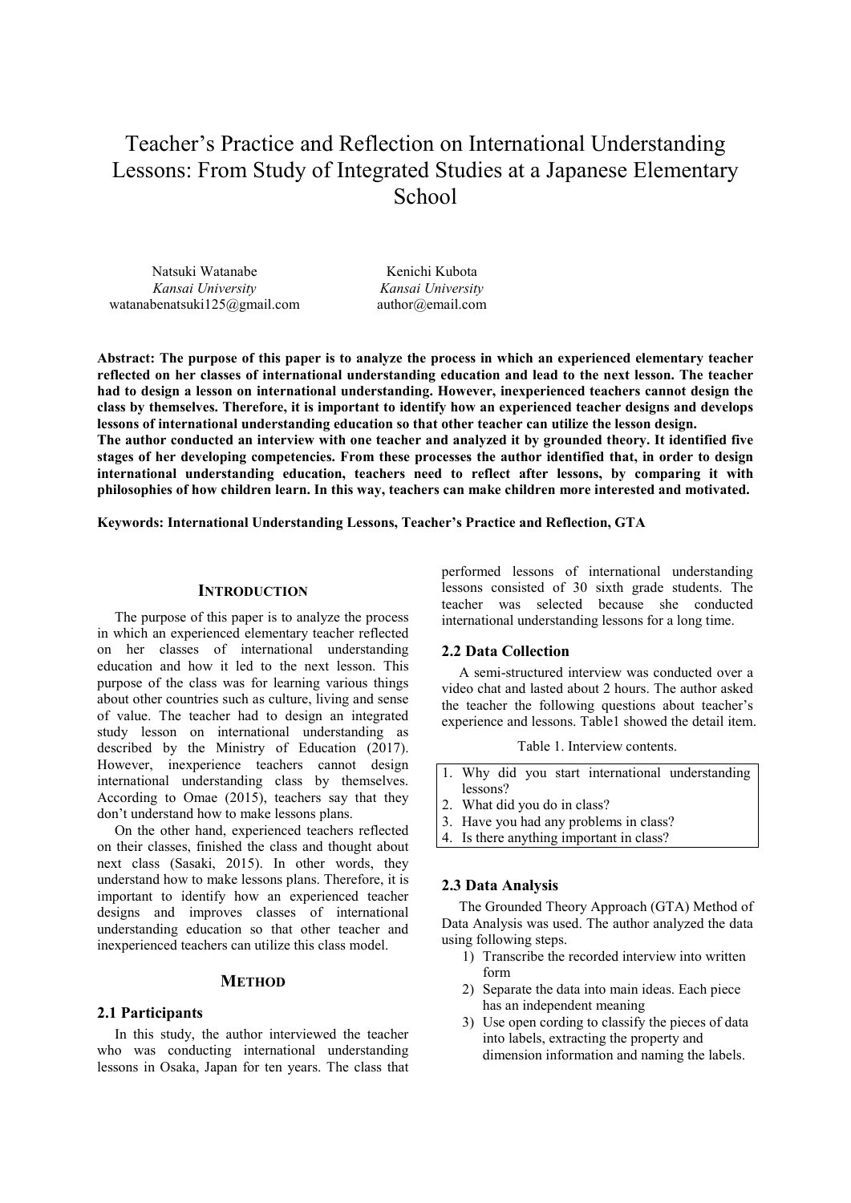# Teacher's Practice and Reflection on International Understanding Lessons: From Study of Integrated Studies at a Japanese Elementary School

Natsuki Watanabe
*Kansai University*
watanabenatsuki125@gmail.com

Kenichi Kubota
*Kansai University*
author@email.com

**Abstract: The purpose of this paper is to analyze the process in which an experienced elementary teacher reflected on her classes of international understanding education and lead to the next lesson. The teacher had to design a lesson on international understanding. However, inexperienced teachers cannot design the class by themselves. Therefore, it is important to identify how an experienced teacher designs and develops lessons of international understanding education so that other teacher can utilize the lesson design.**
**The author conducted an interview with one teacher and analyzed it by grounded theory. It identified five stages of her developing competencies. From these processes the author identified that, in order to design international understanding education, teachers need to reflect after lessons, by comparing it with philosophies of how children learn. In this way, teachers can make children more interested and motivated.**

**Keywords: International Understanding Lessons, Teacher's Practice and Reflection, GTA**

## INTRODUCTION

The purpose of this paper is to analyze the process in which an experienced elementary teacher reflected on her classes of international understanding education and how it led to the next lesson. This purpose of the class was for learning various things about other countries such as culture, living and sense of value. The teacher had to design an integrated study lesson on international understanding as described by the Ministry of Education (2017). However, inexperience teachers cannot design international understanding class by themselves. According to Omae (2015), teachers say that they don't understand how to make lessons plans.

On the other hand, experienced teachers reflected on their classes, finished the class and thought about next class (Sasaki, 2015). In other words, they understand how to make lessons plans. Therefore, it is important to identify how an experienced teacher designs and improves classes of international understanding education so that other teacher and inexperienced teachers can utilize this class model.

## METHOD

### 2.1 Participants

In this study, the author interviewed the teacher who was conducting international understanding lessons in Osaka, Japan for ten years. The class that performed lessons of international understanding lessons consisted of 30 sixth grade students. The teacher was selected because she conducted international understanding lessons for a long time.

### 2.2 Data Collection

A semi-structured interview was conducted over a video chat and lasted about 2 hours. The author asked the teacher the following questions about teacher's experience and lessons. Table1 showed the detail item.

Table 1. Interview contents.

| Interview contents |
|---|
| 1. Why did you start international understanding lessons? |
| 2. What did you do in class? |
| 3. Have you had any problems in class? |
| 4. Is there anything important in class? |

### 2.3 Data Analysis

The Grounded Theory Approach (GTA) Method of Data Analysis was used. The author analyzed the data using following steps.

1) Transcribe the recorded interview into written form
2) Separate the data into main ideas. Each piece has an independent meaning
3) Use open cording to classify the pieces of data into labels, extracting the property and dimension information and naming the labels.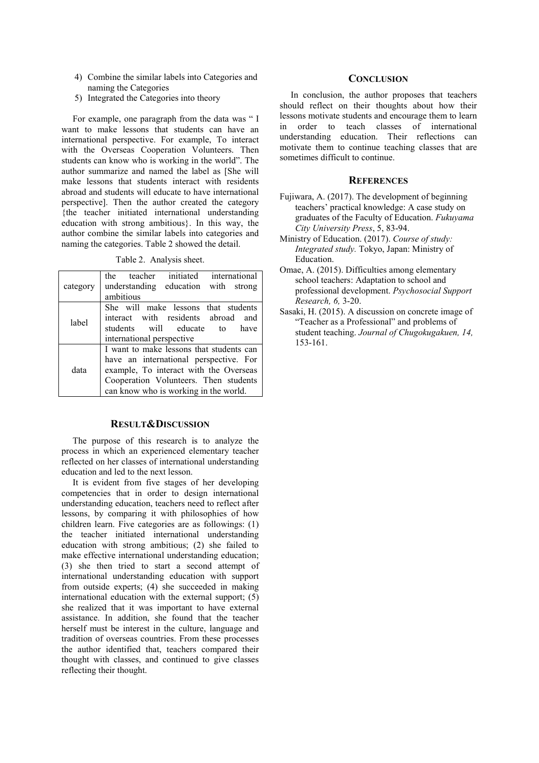4) Combine the similar labels into Categories and naming the Categories
5) Integrated the Categories into theory

For example, one paragraph from the data was " I want to make lessons that students can have an international perspective. For example, To interact with the Overseas Cooperation Volunteers. Then students can know who is working in the world". The author summarize and named the label as [She will make lessons that students interact with residents abroad and students will educate to have international perspective]. Then the author created the category {the teacher initiated international understanding education with strong ambitious}. In this way, the author combine the similar labels into categories and naming the categories. Table 2 showed the detail.

Table 2. Analysis sheet.

| | |
|---|---|
| category | the teacher initiated international understanding education with strong ambitious |
| label | She will make lessons that students interact with residents abroad and students will educate to have international perspective |
| data | I want to make lessons that students can have an international perspective. For example, To interact with the Overseas Cooperation Volunteers. Then students can know who is working in the world. |

## RESULT&DISCUSSION

The purpose of this research is to analyze the process in which an experienced elementary teacher reflected on her classes of international understanding education and led to the next lesson.

It is evident from five stages of her developing competencies that in order to design international understanding education, teachers need to reflect after lessons, by comparing it with philosophies of how children learn. Five categories are as followings: (1) the teacher initiated international understanding education with strong ambitious; (2) she failed to make effective international understanding education; (3) she then tried to start a second attempt of international understanding education with support from outside experts; (4) she succeeded in making international education with the external support; (5) she realized that it was important to have external assistance. In addition, she found that the teacher herself must be interest in the culture, language and tradition of overseas countries. From these processes the author identified that, teachers compared their thought with classes, and continued to give classes reflecting their thought.

## CONCLUSION

In conclusion, the author proposes that teachers should reflect on their thoughts about how their lessons motivate students and encourage them to learn in order to teach classes of international understanding education. Their reflections can motivate them to continue teaching classes that are sometimes difficult to continue.

## REFERENCES

Fujiwara, A. (2017). The development of beginning teachers' practical knowledge: A case study on graduates of the Faculty of Education. *Fukuyama City University Press*, 5, 83-94.

Ministry of Education. (2017). *Course of study: Integrated study.* Tokyo, Japan: Ministry of Education.

Omae, A. (2015). Difficulties among elementary school teachers: Adaptation to school and professional development. *Psychosocial Support Research, 6,* 3-20.

Sasaki, H. (2015). A discussion on concrete image of "Teacher as a Professional" and problems of student teaching. *Journal of Chugokugakuen, 14,* 153-161.